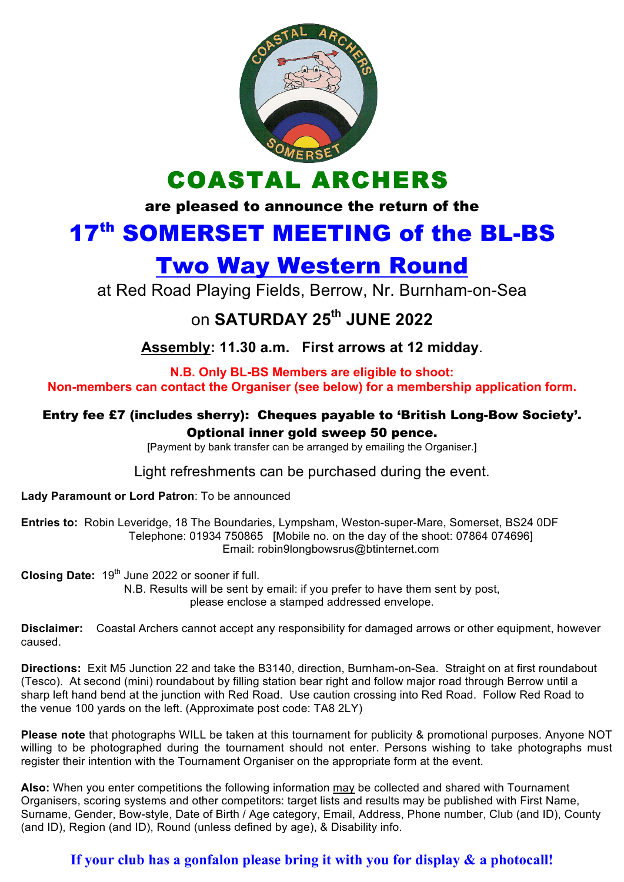# COASTAL ARCHERS

**are pleased to announce the return of the**

# 17th SOMERSET MEETING of the BL-BS

## Two Way Western Round

at Red Road Playing Fields, Berrow, Nr. Burnham-on-Sea

on **SATURDAY 25th JUNE 2022**

**Assembly: 11.30 a.m. First arrows at 12 midday.**

**N.B. Only BL-BS Members are eligible to shoot:**
**Non-members can contact the Organiser (see below) for a membership application form.**

**Entry fee £7 (includes sherry): Cheques payable to 'British Long-Bow Society'.**
**Optional inner gold sweep 50 pence.**
[Payment by bank transfer can be arranged by emailing the Organiser.]

Light refreshments can be purchased during the event.

**Lady Paramount or Lord Patron**: To be announced

**Entries to:** Robin Leveridge, 18 The Boundaries, Lympsham, Weston-super-Mare, Somerset, BS24 0DF
Telephone: 01934 750865 [Mobile no. on the day of the shoot: 07864 074696]
Email: robin9longbowsrus@btinternet.com

**Closing Date:** 19th June 2022 or sooner if full.
N.B. Results will be sent by email: if you prefer to have them sent by post, please enclose a stamped addressed envelope.

**Disclaimer:** Coastal Archers cannot accept any responsibility for damaged arrows or other equipment, however caused.

**Directions:** Exit M5 Junction 22 and take the B3140, direction, Burnham-on-Sea. Straight on at first roundabout (Tesco). At second (mini) roundabout by filling station bear right and follow major road through Berrow until a sharp left hand bend at the junction with Red Road. Use caution crossing into Red Road. Follow Red Road to the venue 100 yards on the left. (Approximate post code: TA8 2LY)

**Please note** that photographs WILL be taken at this tournament for publicity & promotional purposes. Anyone NOT willing to be photographed during the tournament should not enter. Persons wishing to take photographs must register their intention with the Tournament Organiser on the appropriate form at the event.

**Also:** When you enter competitions the following information may be collected and shared with Tournament Organisers, scoring systems and other competitors: target lists and results may be published with First Name, Surname, Gender, Bow-style, Date of Birth / Age category, Email, Address, Phone number, Club (and ID), County (and ID), Region (and ID), Round (unless defined by age), & Disability info.

**If your club has a gonfalon please bring it with you for display & a photocall!**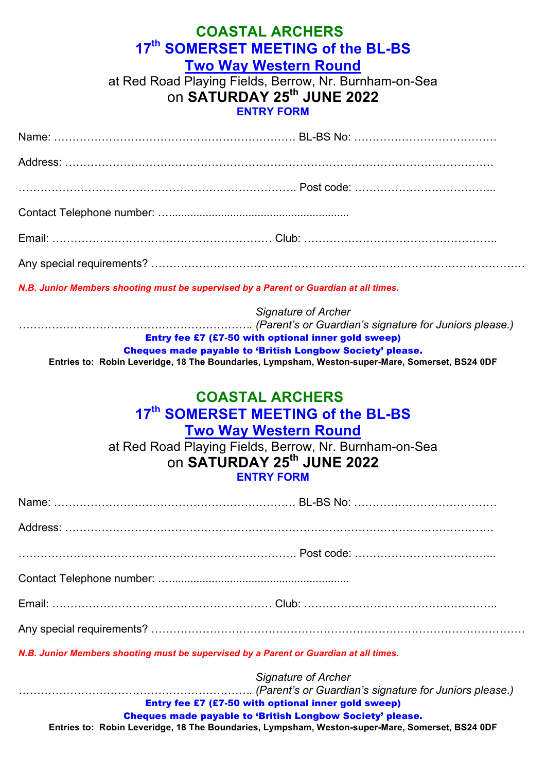# COASTAL ARCHERS

## 17th SOMERSET MEETING of the BL-BS

## Two Way Western Round

at Red Road Playing Fields, Berrow, Nr. Burnham-on-Sea

on **SATURDAY 25th JUNE 2022**

**ENTRY FORM**

Name: ………………………………………………………… BL-BS No: ……………………………….

Address: ……………………………………………………………………………………………………

………………………………………………………………… Post code: ………………………………..

Contact Telephone number: …..........................................................

Email: ………………………………………………… Club: …………………………………………..

Any special requirements? ……………………………………………………………………………………

***N.B. Junior Members shooting must be supervised by a Parent or Guardian at all times.***

……………………………………………………….. *Signature of Archer (Parent's or Guardian's signature for Juniors please.)*

**Entry fee £7 (£7-50 with optional inner gold sweep)**

**Cheques made payable to 'British Longbow Society' please.**

**Entries to: Robin Leveridge, 18 The Boundaries, Lympsham, Weston-super-Mare, Somerset, BS24 0DF**

# COASTAL ARCHERS

## 17th SOMERSET MEETING of the BL-BS

## Two Way Western Round

at Red Road Playing Fields, Berrow, Nr. Burnham-on-Sea

on **SATURDAY 25th JUNE 2022**

**ENTRY FORM**

Name: ………………………………………………………… BL-BS No: ……………………………….

Address: ……………………………………………………………………………………………………

………………………………………………………………… Post code: ………………………………..

Contact Telephone number: …..........................................................

Email: ………………………………………………… Club: …………………………………………..

Any special requirements? ……………………………………………………………………………………

***N.B. Junior Members shooting must be supervised by a Parent or Guardian at all times.***

……………………………………………………….. *Signature of Archer (Parent's or Guardian's signature for Juniors please.)*

**Entry fee £7 (£7-50 with optional inner gold sweep)**

**Cheques made payable to 'British Longbow Society' please.**

**Entries to: Robin Leveridge, 18 The Boundaries, Lympsham, Weston-super-Mare, Somerset, BS24 0DF**